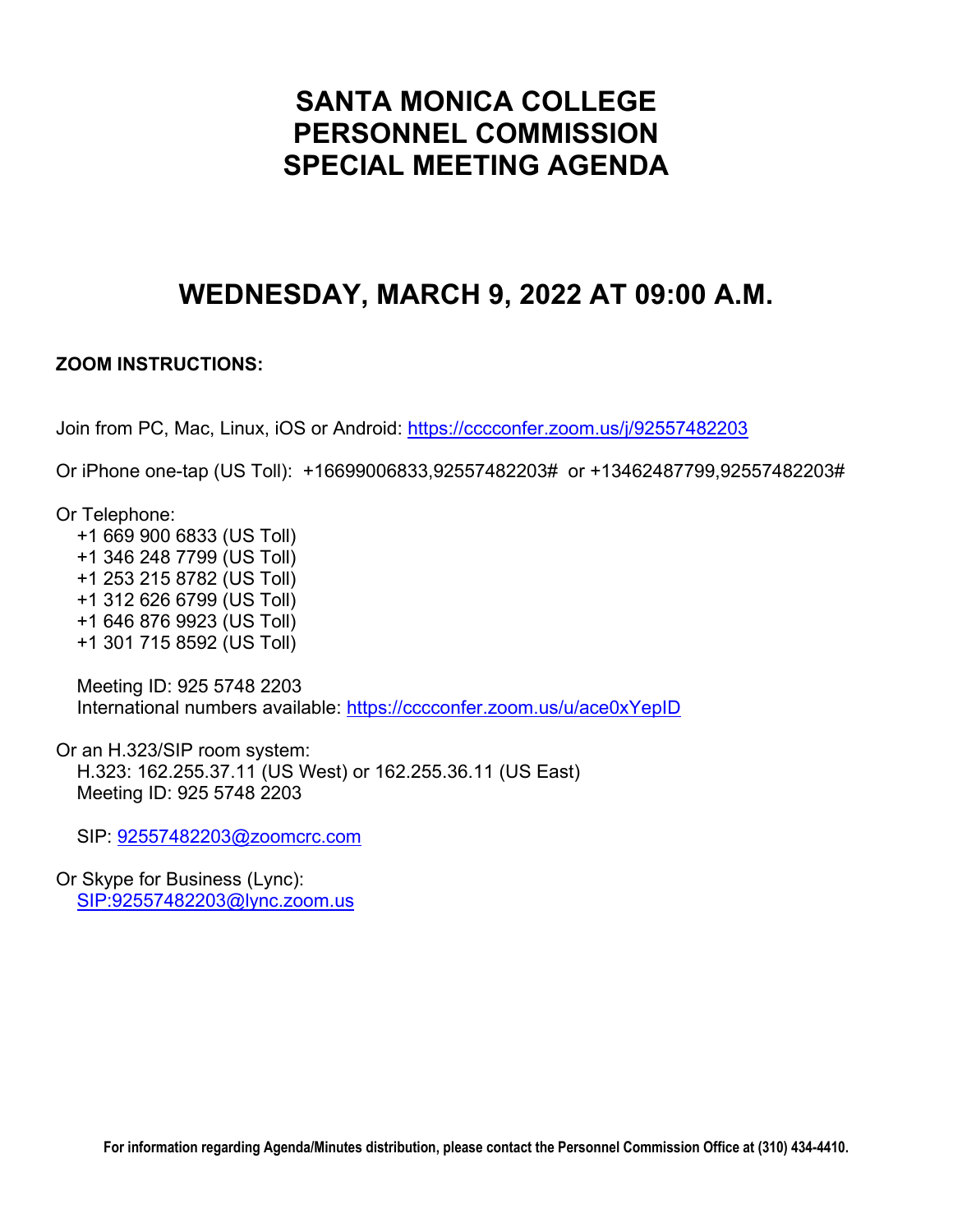# SANTA MONICA COLLEGE
# PERSONNEL COMMISSION
# SPECIAL MEETING AGENDA

## WEDNESDAY, MARCH 9, 2022 AT 09:00 A.M.

**ZOOM INSTRUCTIONS:**

Join from PC, Mac, Linux, iOS or Android: https://cccconfer.zoom.us/j/92557482203

Or iPhone one-tap (US Toll): +16699006833,92557482203# or +13462487799,92557482203#

Or Telephone:
+1 669 900 6833 (US Toll)
+1 346 248 7799 (US Toll)
+1 253 215 8782 (US Toll)
+1 312 626 6799 (US Toll)
+1 646 876 9923 (US Toll)
+1 301 715 8592 (US Toll)

Meeting ID: 925 5748 2203
International numbers available: https://cccconfer.zoom.us/u/ace0xYepID

Or an H.323/SIP room system:
H.323: 162.255.37.11 (US West) or 162.255.36.11 (US East)
Meeting ID: 925 5748 2203

SIP: 92557482203@zoomcrc.com

Or Skype for Business (Lync):
SIP:92557482203@lync.zoom.us

**For information regarding Agenda/Minutes distribution, please contact the Personnel Commission Office at (310) 434-4410.**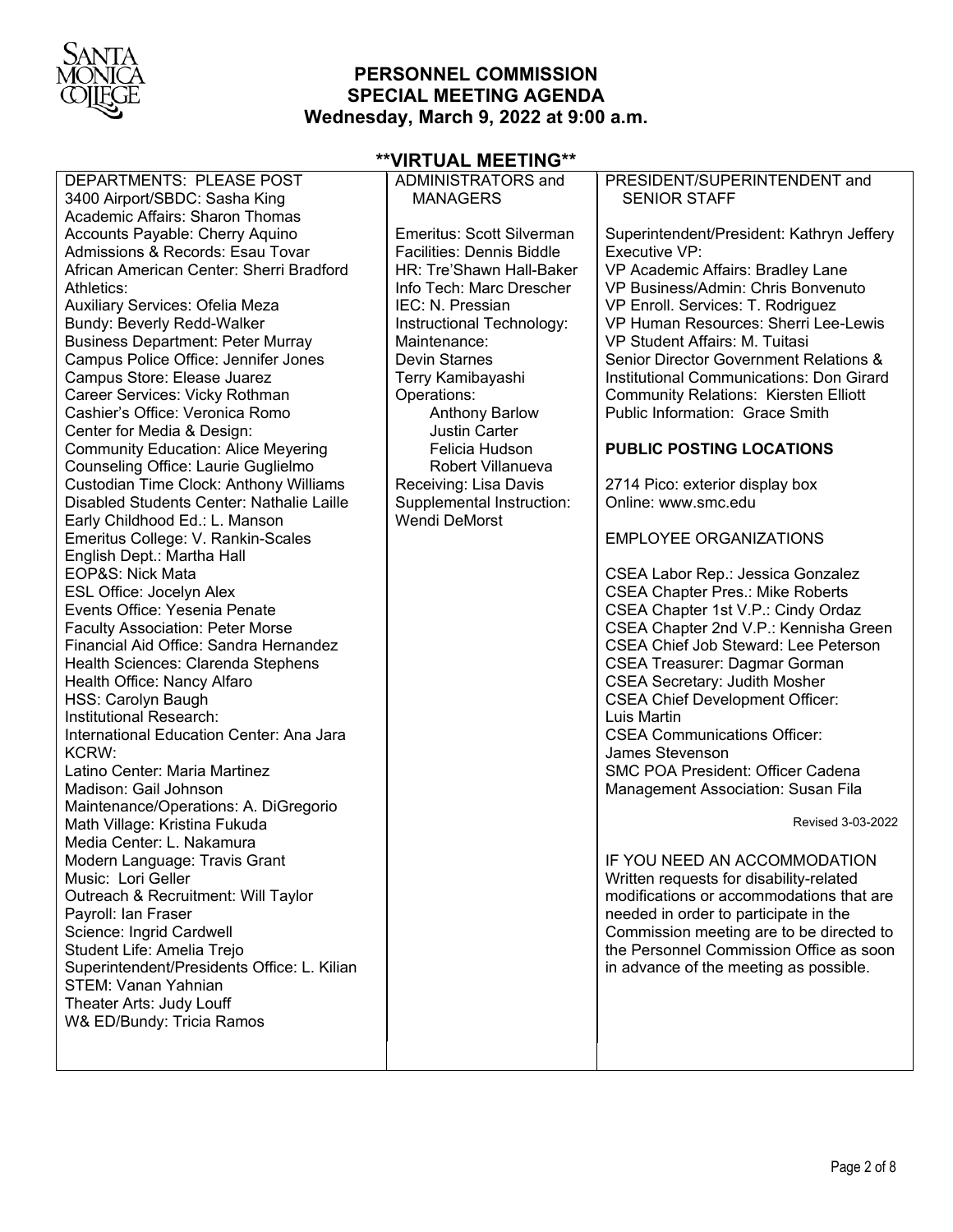# PERSONNEL COMMISSION
# SPECIAL MEETING AGENDA
## Wednesday, March 9, 2022 at 9:00 a.m.

## **VIRTUAL MEETING**

DEPARTMENTS: PLEASE POST

3400 Airport/SBDC: Sasha King
Academic Affairs: Sharon Thomas
Accounts Payable: Cherry Aquino
Admissions & Records: Esau Tovar
African American Center: Sherri Bradford
Athletics:
Auxiliary Services: Ofelia Meza
Bundy: Beverly Redd-Walker
Business Department: Peter Murray
Campus Police Office: Jennifer Jones
Campus Store: Elease Juarez
Career Services: Vicky Rothman
Cashier's Office: Veronica Romo
Center for Media & Design:
Community Education: Alice Meyering
Counseling Office: Laurie Guglielmo
Custodian Time Clock: Anthony Williams
Disabled Students Center: Nathalie Laille
Early Childhood Ed.: L. Manson
Emeritus College: V. Rankin-Scales
English Dept.: Martha Hall
EOP&S: Nick Mata
ESL Office: Jocelyn Alex
Events Office: Yesenia Penate
Faculty Association: Peter Morse
Financial Aid Office: Sandra Hernandez
Health Sciences: Clarenda Stephens
Health Office: Nancy Alfaro
HSS: Carolyn Baugh
Institutional Research:
International Education Center: Ana Jara
KCRW:
Latino Center: Maria Martinez
Madison: Gail Johnson
Maintenance/Operations: A. DiGregorio
Math Village: Kristina Fukuda
Media Center: L. Nakamura
Modern Language: Travis Grant
Music: Lori Geller
Outreach & Recruitment: Will Taylor
Payroll: Ian Fraser
Science: Ingrid Cardwell
Student Life: Amelia Trejo
Superintendent/Presidents Office: L. Kilian
STEM: Vanan Yahnian
Theater Arts: Judy Louff
W& ED/Bundy: Tricia Ramos

ADMINISTRATORS and MANAGERS

Emeritus: Scott Silverman
Facilities: Dennis Biddle
HR: Tre'Shawn Hall-Baker
Info Tech: Marc Drescher
IEC: N. Pressian
Instructional Technology:
Maintenance:
Devin Starnes
Terry Kamibayashi
Operations:
- Anthony Barlow
- Justin Carter
- Felicia Hudson
- Robert Villanueva

Receiving: Lisa Davis
Supplemental Instruction:
Wendi DeMorst

PRESIDENT/SUPERINTENDENT and SENIOR STAFF

Superintendent/President: Kathryn Jeffery
Executive VP:
VP Academic Affairs: Bradley Lane
VP Business/Admin: Chris Bonvenuto
VP Enroll. Services: T. Rodriguez
VP Human Resources: Sherri Lee-Lewis
VP Student Affairs: M. Tuitasi
Senior Director Government Relations & Institutional Communications: Don Girard
Community Relations: Kiersten Elliott
Public Information: Grace Smith

**PUBLIC POSTING LOCATIONS**

2714 Pico: exterior display box
Online: www.smc.edu

EMPLOYEE ORGANIZATIONS

CSEA Labor Rep.: Jessica Gonzalez
CSEA Chapter Pres.: Mike Roberts
CSEA Chapter 1st V.P.: Cindy Ordaz
CSEA Chapter 2nd V.P.: Kennisha Green
CSEA Chief Job Steward: Lee Peterson
CSEA Treasurer: Dagmar Gorman
CSEA Secretary: Judith Mosher
CSEA Chief Development Officer: Luis Martin
CSEA Communications Officer: James Stevenson
SMC POA President: Officer Cadena
Management Association: Susan Fila

Revised 3-03-2022

IF YOU NEED AN ACCOMMODATION
Written requests for disability-related modifications or accommodations that are needed in order to participate in the Commission meeting are to be directed to the Personnel Commission Office as soon in advance of the meeting as possible.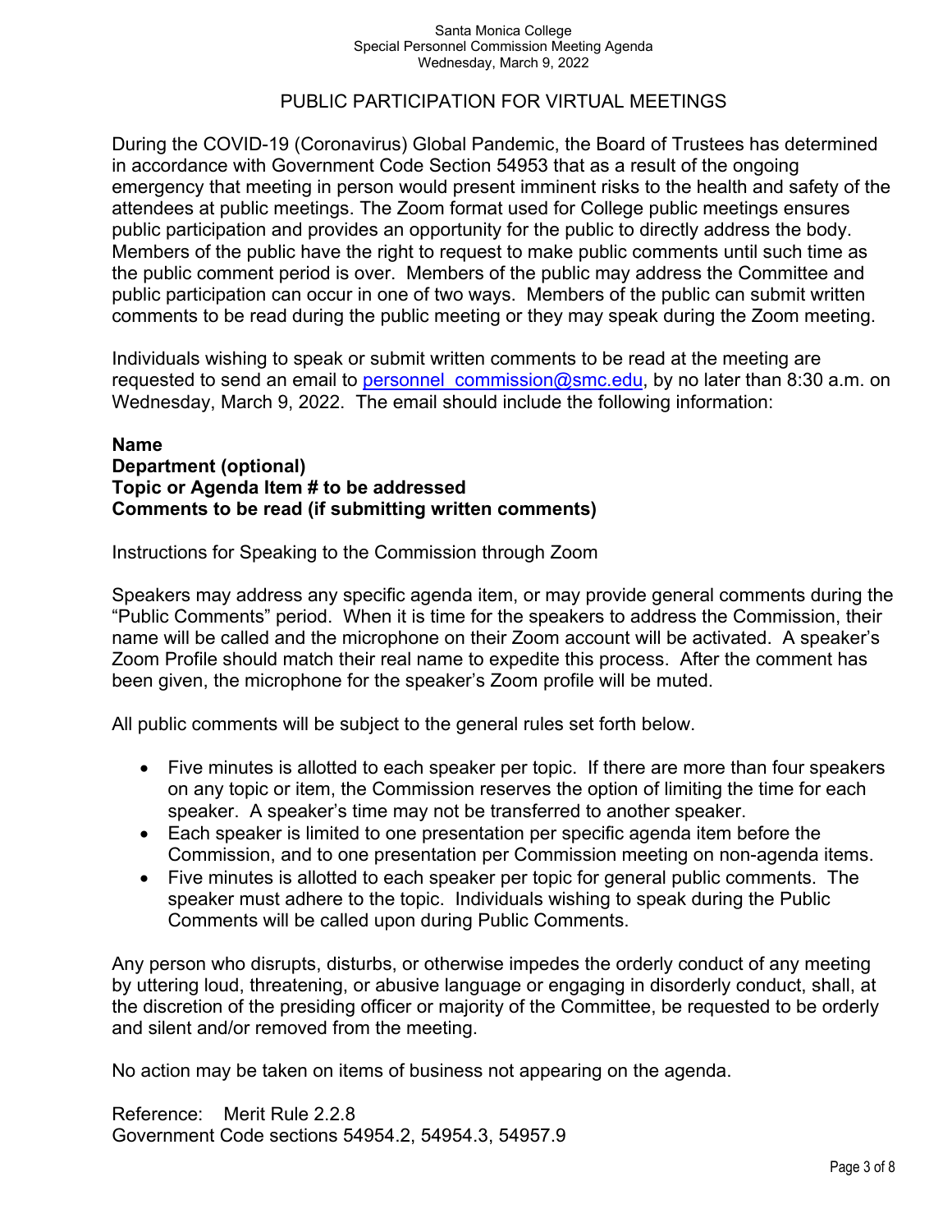## PUBLIC PARTICIPATION FOR VIRTUAL MEETINGS

During the COVID-19 (Coronavirus) Global Pandemic, the Board of Trustees has determined in accordance with Government Code Section 54953 that as a result of the ongoing emergency that meeting in person would present imminent risks to the health and safety of the attendees at public meetings. The Zoom format used for College public meetings ensures public participation and provides an opportunity for the public to directly address the body. Members of the public have the right to request to make public comments until such time as the public comment period is over. Members of the public may address the Committee and public participation can occur in one of two ways. Members of the public can submit written comments to be read during the public meeting or they may speak during the Zoom meeting.

Individuals wishing to speak or submit written comments to be read at the meeting are requested to send an email to personnel_commission@smc.edu, by no later than 8:30 a.m. on Wednesday, March 9, 2022. The email should include the following information:

**Name**
**Department (optional)**
**Topic or Agenda Item # to be addressed**
**Comments to be read (if submitting written comments)**

Instructions for Speaking to the Commission through Zoom

Speakers may address any specific agenda item, or may provide general comments during the "Public Comments" period. When it is time for the speakers to address the Commission, their name will be called and the microphone on their Zoom account will be activated. A speaker's Zoom Profile should match their real name to expedite this process. After the comment has been given, the microphone for the speaker's Zoom profile will be muted.

All public comments will be subject to the general rules set forth below.

- Five minutes is allotted to each speaker per topic. If there are more than four speakers on any topic or item, the Commission reserves the option of limiting the time for each speaker. A speaker's time may not be transferred to another speaker.
- Each speaker is limited to one presentation per specific agenda item before the Commission, and to one presentation per Commission meeting on non-agenda items.
- Five minutes is allotted to each speaker per topic for general public comments. The speaker must adhere to the topic. Individuals wishing to speak during the Public Comments will be called upon during Public Comments.

Any person who disrupts, disturbs, or otherwise impedes the orderly conduct of any meeting by uttering loud, threatening, or abusive language or engaging in disorderly conduct, shall, at the discretion of the presiding officer or majority of the Committee, be requested to be orderly and silent and/or removed from the meeting.

No action may be taken on items of business not appearing on the agenda.

Reference: Merit Rule 2.2.8
Government Code sections 54954.2, 54954.3, 54957.9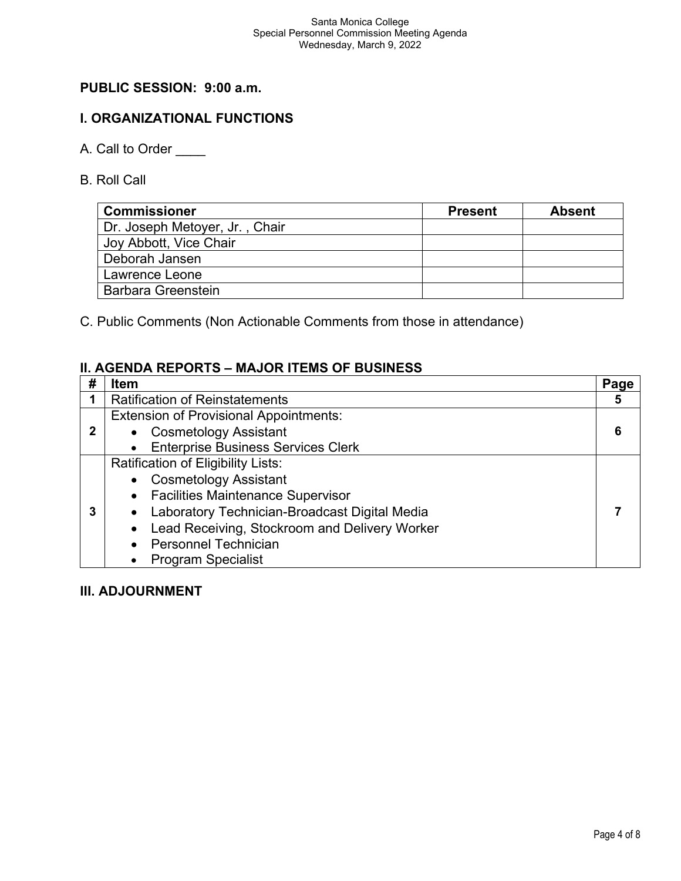Santa Monica College
Special Personnel Commission Meeting Agenda
Wednesday, March 9, 2022

## PUBLIC SESSION: 9:00 a.m.

## I. ORGANIZATIONAL FUNCTIONS

A. Call to Order ____

B. Roll Call

| Commissioner | Present | Absent |
|---|---|---|
| Dr. Joseph Metoyer, Jr. , Chair | | |
| Joy Abbott, Vice Chair | | |
| Deborah Jansen | | |
| Lawrence Leone | | |
| Barbara Greenstein | | |

C. Public Comments (Non Actionable Comments from those in attendance)

## II. AGENDA REPORTS – MAJOR ITEMS OF BUSINESS

| # | Item | Page |
|---|---|---|
| 1 | Ratification of Reinstatements | 5 |
| 2 | Extension of Provisional Appointments:<br>• Cosmetology Assistant<br>• Enterprise Business Services Clerk | 6 |
| 3 | Ratification of Eligibility Lists:<br>• Cosmetology Assistant<br>• Facilities Maintenance Supervisor<br>• Laboratory Technician-Broadcast Digital Media<br>• Lead Receiving, Stockroom and Delivery Worker<br>• Personnel Technician<br>• Program Specialist | 7 |

## III. ADJOURNMENT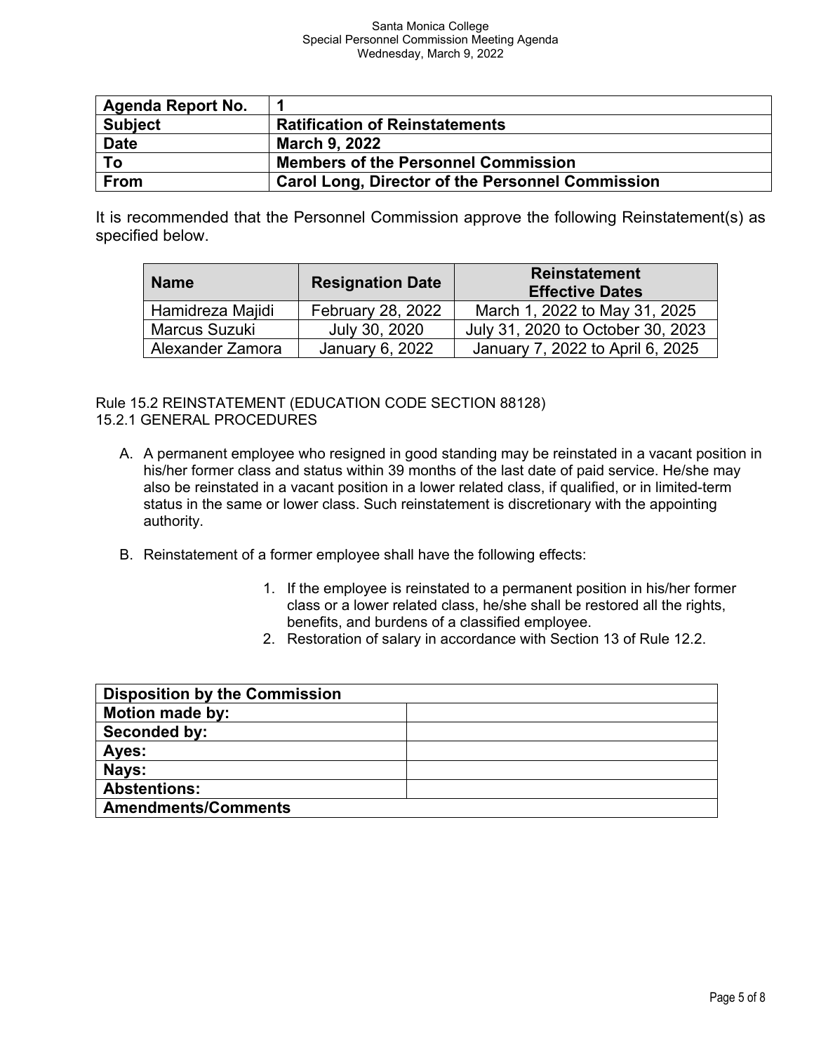| Agenda Report No. | 1 |
| --- | --- |
| Subject | Ratification of Reinstatements |
| Date | March 9, 2022 |
| To | Members of the Personnel Commission |
| From | Carol Long, Director of the Personnel Commission |

It is recommended that the Personnel Commission approve the following Reinstatement(s) as specified below.

| Name | Resignation Date | Reinstatement Effective Dates |
| --- | --- | --- |
| Hamidreza Majidi | February 28, 2022 | March 1, 2022 to May 31, 2025 |
| Marcus Suzuki | July 30, 2020 | July 31, 2020 to October 30, 2023 |
| Alexander Zamora | January 6, 2022 | January 7, 2022 to April 6, 2025 |

Rule 15.2 REINSTATEMENT (EDUCATION CODE SECTION 88128)
15.2.1 GENERAL PROCEDURES

A. A permanent employee who resigned in good standing may be reinstated in a vacant position in his/her former class and status within 39 months of the last date of paid service. He/she may also be reinstated in a vacant position in a lower related class, if qualified, or in limited-term status in the same or lower class. Such reinstatement is discretionary with the appointing authority.

B. Reinstatement of a former employee shall have the following effects:

   1. If the employee is reinstated to a permanent position in his/her former class or a lower related class, he/she shall be restored all the rights, benefits, and burdens of a classified employee.
   2. Restoration of salary in accordance with Section 13 of Rule 12.2.

| Disposition by the Commission | |
| --- | --- |
| Motion made by: | |
| Seconded by: | |
| Ayes: | |
| Nays: | |
| Abstentions: | |
| Amendments/Comments | |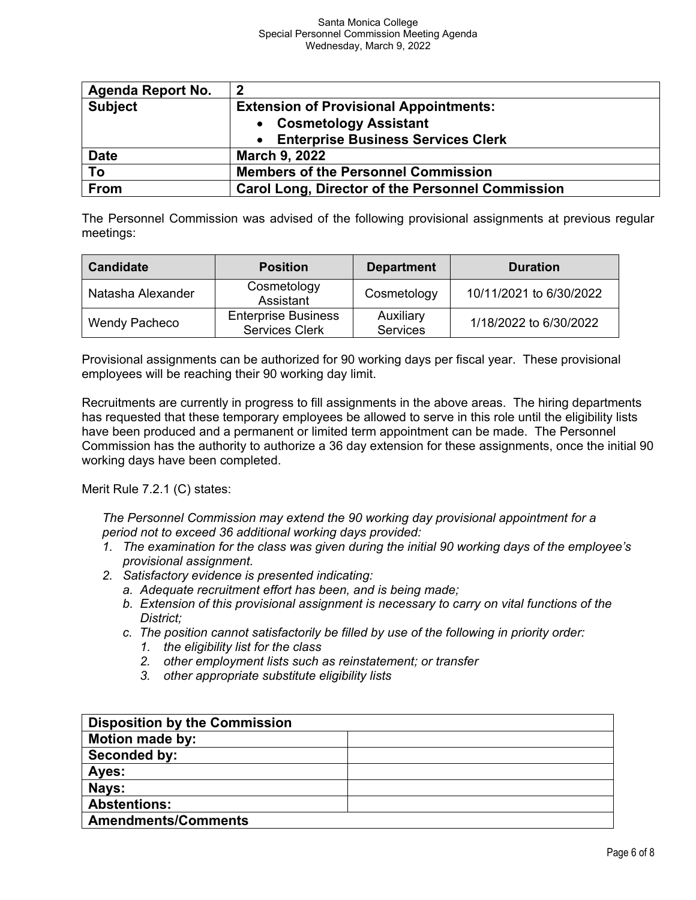| Agenda Report No. | 2 |
|---|---|
| Subject | **Extension of Provisional Appointments:** <br>• Cosmetology Assistant <br>• Enterprise Business Services Clerk |
| Date | March 9, 2022 |
| To | Members of the Personnel Commission |
| From | Carol Long, Director of the Personnel Commission |

The Personnel Commission was advised of the following provisional assignments at previous regular meetings:

| Candidate | Position | Department | Duration |
|---|---|---|---|
| Natasha Alexander | Cosmetology Assistant | Cosmetology | 10/11/2021 to 6/30/2022 |
| Wendy Pacheco | Enterprise Business Services Clerk | Auxiliary Services | 1/18/2022 to 6/30/2022 |

Provisional assignments can be authorized for 90 working days per fiscal year. These provisional employees will be reaching their 90 working day limit.

Recruitments are currently in progress to fill assignments in the above areas. The hiring departments has requested that these temporary employees be allowed to serve in this role until the eligibility lists have been produced and a permanent or limited term appointment can be made. The Personnel Commission has the authority to authorize a 36 day extension for these assignments, once the initial 90 working days have been completed.

Merit Rule 7.2.1 (C) states:

*The Personnel Commission may extend the 90 working day provisional appointment for a period not to exceed 36 additional working days provided:*

1. *The examination for the class was given during the initial 90 working days of the employee's provisional assignment.*
2. *Satisfactory evidence is presented indicating:*
   a. *Adequate recruitment effort has been, and is being made;*
   b. *Extension of this provisional assignment is necessary to carry on vital functions of the District;*
   c. *The position cannot satisfactorily be filled by use of the following in priority order:*
      1. *the eligibility list for the class*
      2. *other employment lists such as reinstatement; or transfer*
      3. *other appropriate substitute eligibility lists*

| Disposition by the Commission | |
|---|---|
| Motion made by: | |
| Seconded by: | |
| Ayes: | |
| Nays: | |
| Abstentions: | |
| Amendments/Comments | |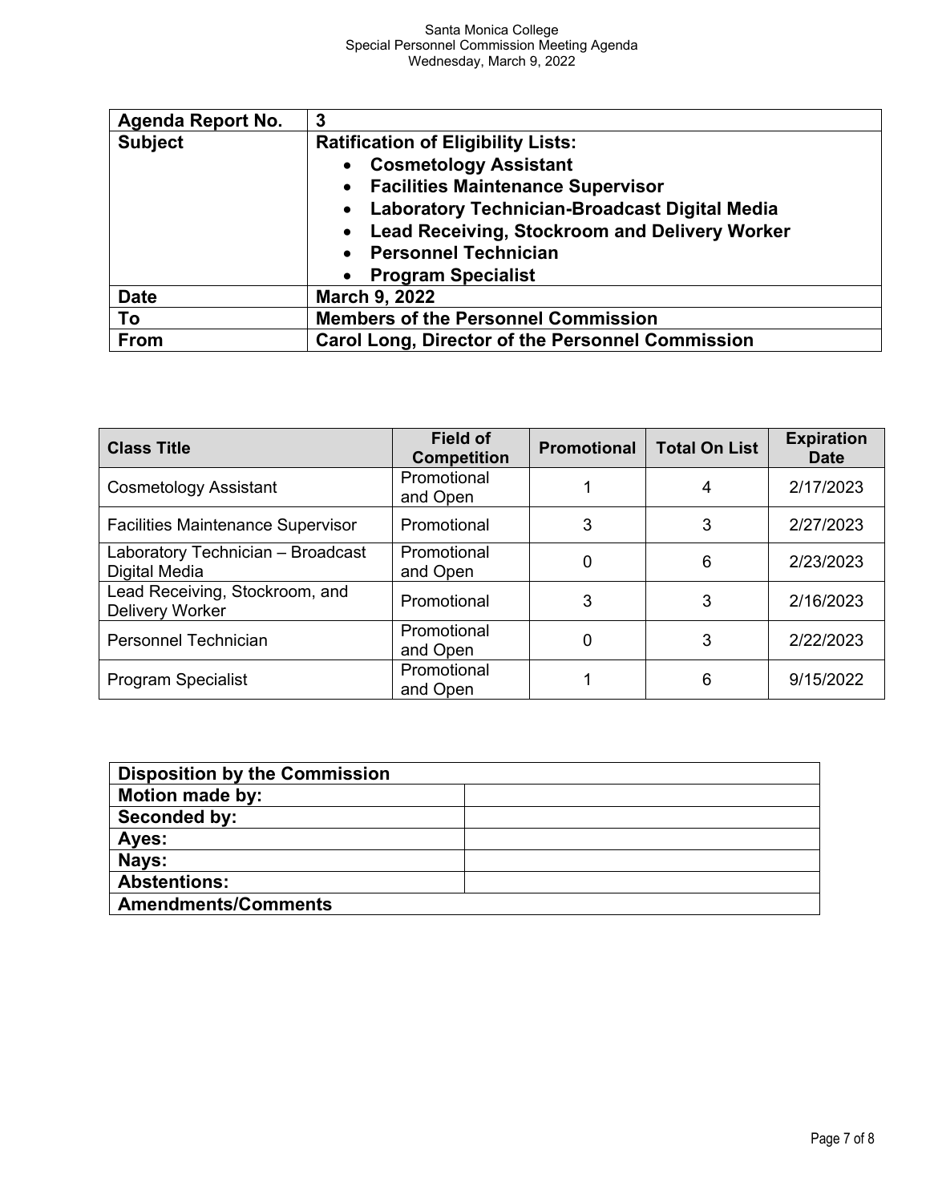| Agenda Report No. | 3 |
| --- | --- |
| **Subject** | **Ratification of Eligibility Lists:**<br>• **Cosmetology Assistant**<br>• **Facilities Maintenance Supervisor**<br>• **Laboratory Technician-Broadcast Digital Media**<br>• **Lead Receiving, Stockroom and Delivery Worker**<br>• **Personnel Technician**<br>• **Program Specialist** |
| **Date** | **March 9, 2022** |
| **To** | **Members of the Personnel Commission** |
| **From** | **Carol Long, Director of the Personnel Commission** |

| Class Title | Field of Competition | Promotional | Total On List | Expiration Date |
| --- | --- | --- | --- | --- |
| Cosmetology Assistant | Promotional and Open | 1 | 4 | 2/17/2023 |
| Facilities Maintenance Supervisor | Promotional | 3 | 3 | 2/27/2023 |
| Laboratory Technician – Broadcast Digital Media | Promotional and Open | 0 | 6 | 2/23/2023 |
| Lead Receiving, Stockroom, and Delivery Worker | Promotional | 3 | 3 | 2/16/2023 |
| Personnel Technician | Promotional and Open | 0 | 3 | 2/22/2023 |
| Program Specialist | Promotional and Open | 1 | 6 | 9/15/2022 |

| Disposition by the Commission | |
| --- | --- |
| **Motion made by:** | |
| **Seconded by:** | |
| **Ayes:** | |
| **Nays:** | |
| **Abstentions:** | |
| **Amendments/Comments** | |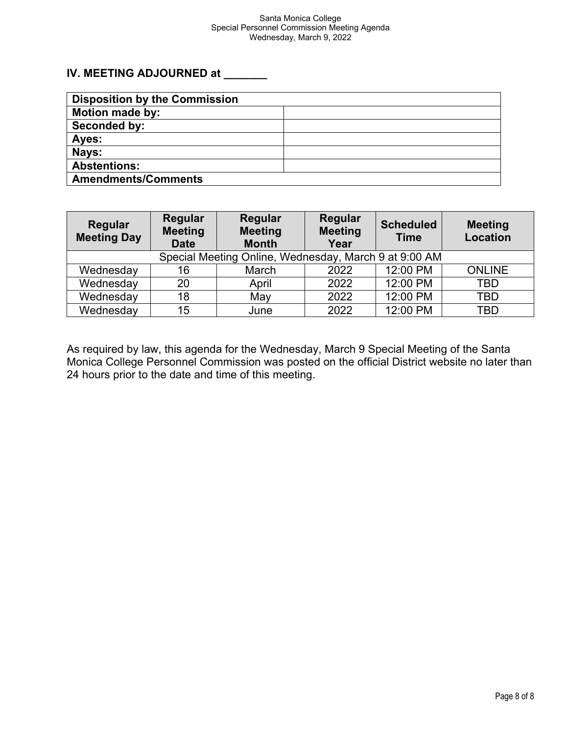## IV. MEETING ADJOURNED at _______

| Disposition by the Commission | |
|---|---|
| **Motion made by:** | |
| **Seconded by:** | |
| **Ayes:** | |
| **Nays:** | |
| **Abstentions:** | |
| **Amendments/Comments** | |

| Regular Meeting Day | Regular Meeting Date | Regular Meeting Month | Regular Meeting Year | Scheduled Time | Meeting Location |
|---|---|---|---|---|---|
| Special Meeting Online, Wednesday, March 9 at 9:00 AM | | | | | |
| Wednesday | 16 | March | 2022 | 12:00 PM | ONLINE |
| Wednesday | 20 | April | 2022 | 12:00 PM | TBD |
| Wednesday | 18 | May | 2022 | 12:00 PM | TBD |
| Wednesday | 15 | June | 2022 | 12:00 PM | TBD |

As required by law, this agenda for the Wednesday, March 9 Special Meeting of the Santa Monica College Personnel Commission was posted on the official District website no later than 24 hours prior to the date and time of this meeting.